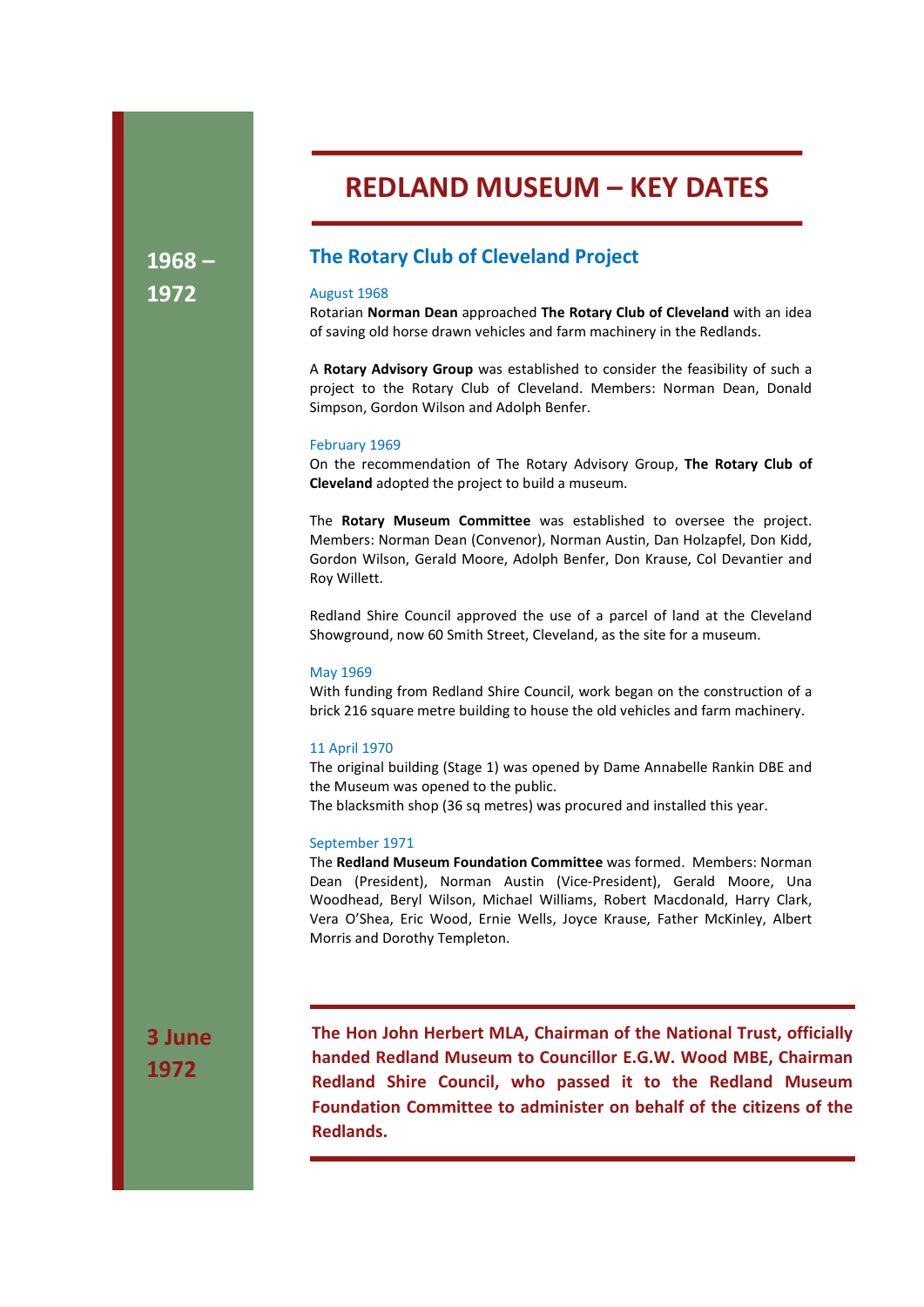# REDLAND MUSEUM – KEY DATES

**1968 – 1972**

## The Rotary Club of Cleveland Project

August 1968

Rotarian **Norman Dean** approached **The Rotary Club of Cleveland** with an idea of saving old horse drawn vehicles and farm machinery in the Redlands.

A **Rotary Advisory Group** was established to consider the feasibility of such a project to the Rotary Club of Cleveland. Members: Norman Dean, Donald Simpson, Gordon Wilson and Adolph Benfer.

February 1969

On the recommendation of The Rotary Advisory Group, **The Rotary Club of Cleveland** adopted the project to build a museum.

The **Rotary Museum Committee** was established to oversee the project. Members: Norman Dean (Convenor), Norman Austin, Dan Holzapfel, Don Kidd, Gordon Wilson, Gerald Moore, Adolph Benfer, Don Krause, Col Devantier and Roy Willett.

Redland Shire Council approved the use of a parcel of land at the Cleveland Showground, now 60 Smith Street, Cleveland, as the site for a museum.

May 1969

With funding from Redland Shire Council, work began on the construction of a brick 216 square metre building to house the old vehicles and farm machinery.

11 April 1970

The original building (Stage 1) was opened by Dame Annabelle Rankin DBE and the Museum was opened to the public.
The blacksmith shop (36 sq metres) was procured and installed this year.

September 1971

The **Redland Museum Foundation Committee** was formed. Members: Norman Dean (President), Norman Austin (Vice-President), Gerald Moore, Una Woodhead, Beryl Wilson, Michael Williams, Robert Macdonald, Harry Clark, Vera O'Shea, Eric Wood, Ernie Wells, Joyce Krause, Father McKinley, Albert Morris and Dorothy Templeton.

**3 June 1972**

**The Hon John Herbert MLA, Chairman of the National Trust, officially handed Redland Museum to Councillor E.G.W. Wood MBE, Chairman Redland Shire Council, who passed it to the Redland Museum Foundation Committee to administer on behalf of the citizens of the Redlands.**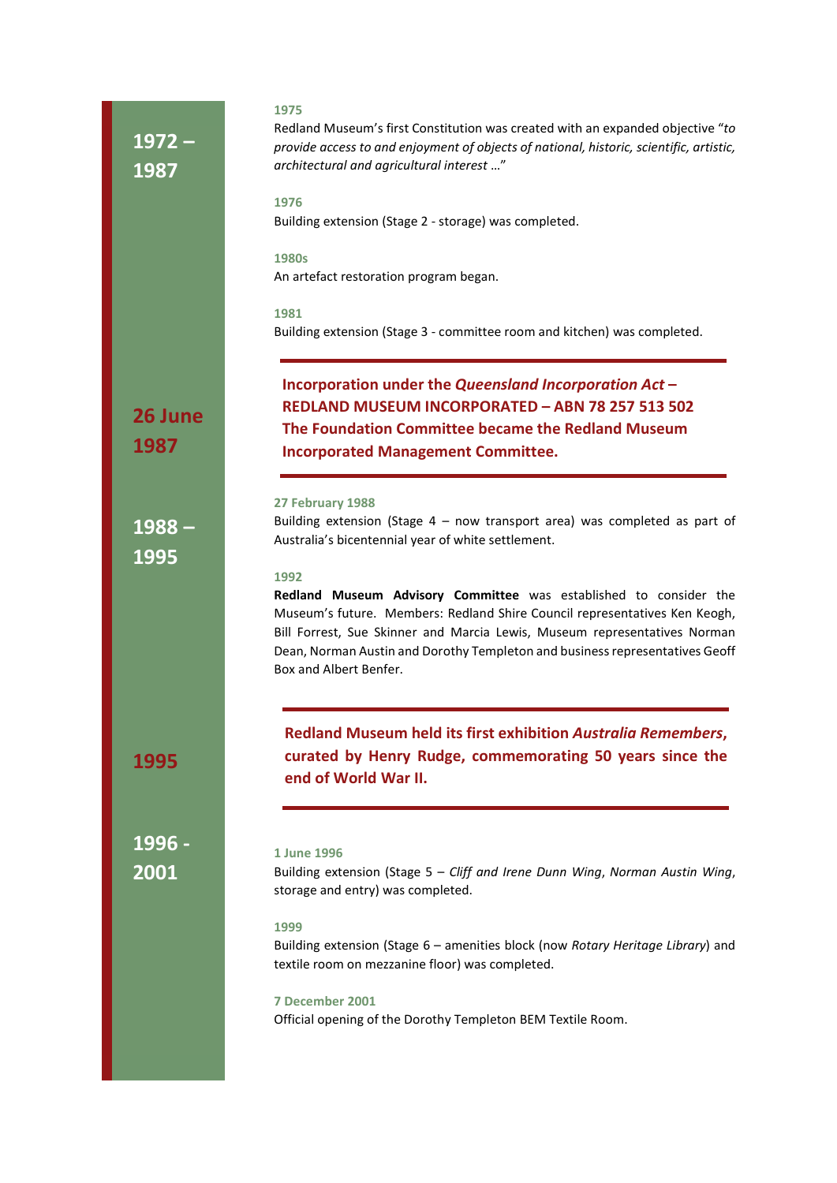## 1972 – 1987

**1975**

Redland Museum's first Constitution was created with an expanded objective "*to provide access to and enjoyment of objects of national, historic, scientific, artistic, architectural and agricultural interest …*"

**1976**

Building extension (Stage 2 - storage) was completed.

**1980s**

An artefact restoration program began.

**1981**

Building extension (Stage 3 - committee room and kitchen) was completed.

---

## 26 June 1987

**Incorporation under the *Queensland Incorporation Act* – REDLAND MUSEUM INCORPORATED – ABN 78 257 513 502 The Foundation Committee became the Redland Museum Incorporated Management Committee.**

---

## 1988 – 1995

**27 February 1988**

Building extension (Stage 4 – now transport area) was completed as part of Australia's bicentennial year of white settlement.

**1992**

**Redland Museum Advisory Committee** was established to consider the Museum's future. Members: Redland Shire Council representatives Ken Keogh, Bill Forrest, Sue Skinner and Marcia Lewis, Museum representatives Norman Dean, Norman Austin and Dorothy Templeton and business representatives Geoff Box and Albert Benfer.

---

## 1995

**Redland Museum held its first exhibition *Australia Remembers*, curated by Henry Rudge, commemorating 50 years since the end of World War II.**

---

## 1996 - 2001

**1 June 1996**

Building extension (Stage 5 – *Cliff and Irene Dunn Wing*, *Norman Austin Wing*, storage and entry) was completed.

**1999**

Building extension (Stage 6 – amenities block (now *Rotary Heritage Library*) and textile room on mezzanine floor) was completed.

**7 December 2001**

Official opening of the Dorothy Templeton BEM Textile Room.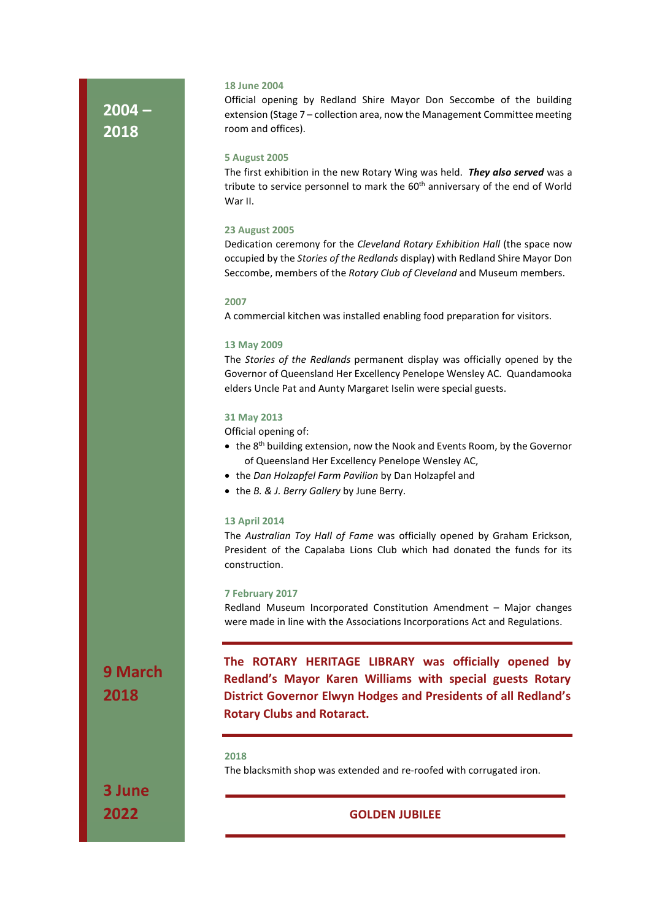## 2004 – 2018

**18 June 2004**

Official opening by Redland Shire Mayor Don Seccombe of the building extension (Stage 7 – collection area, now the Management Committee meeting room and offices).

**5 August 2005**

The first exhibition in the new Rotary Wing was held. ***They also served*** was a tribute to service personnel to mark the 60th anniversary of the end of World War II.

**23 August 2005**

Dedication ceremony for the *Cleveland Rotary Exhibition Hall* (the space now occupied by the *Stories of the Redlands* display) with Redland Shire Mayor Don Seccombe, members of the *Rotary Club of Cleveland* and Museum members.

**2007**

A commercial kitchen was installed enabling food preparation for visitors.

**13 May 2009**

The *Stories of the Redlands* permanent display was officially opened by the Governor of Queensland Her Excellency Penelope Wensley AC. Quandamooka elders Uncle Pat and Aunty Margaret Iselin were special guests.

**31 May 2013**

Official opening of:

- the 8th building extension, now the Nook and Events Room, by the Governor of Queensland Her Excellency Penelope Wensley AC,
- the *Dan Holzapfel Farm Pavilion* by Dan Holzapfel and
- the *B. & J. Berry Gallery* by June Berry.

**13 April 2014**

The *Australian Toy Hall of Fame* was officially opened by Graham Erickson, President of the Capalaba Lions Club which had donated the funds for its construction.

**7 February 2017**

Redland Museum Incorporated Constitution Amendment – Major changes were made in line with the Associations Incorporations Act and Regulations.

## 9 March 2018

**The ROTARY HERITAGE LIBRARY was officially opened by Redland's Mayor Karen Williams with special guests Rotary District Governor Elwyn Hodges and Presidents of all Redland's Rotary Clubs and Rotaract.**

**2018**

The blacksmith shop was extended and re-roofed with corrugated iron.

## 3 June 2022

**GOLDEN JUBILEE**